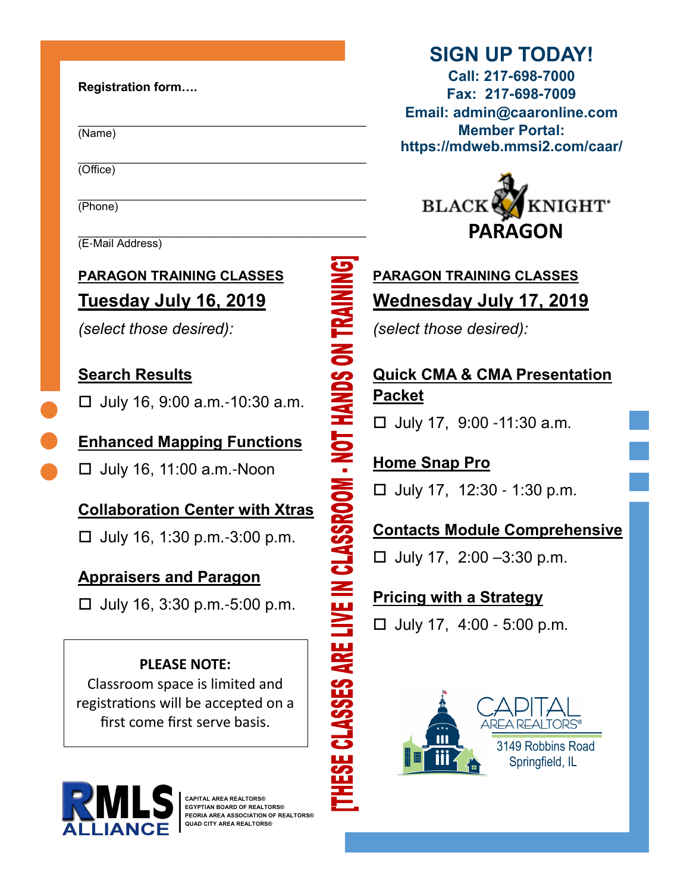Registration form….

\_\_\_\_\_\_\_\_\_\_\_\_\_\_\_\_\_\_\_\_\_\_\_\_\_\_\_\_\_\_\_\_\_\_\_\_\_\_\_\_
(Name)

\_\_\_\_\_\_\_\_\_\_\_\_\_\_\_\_\_\_\_\_\_\_\_\_\_\_\_\_\_\_\_\_\_\_\_\_\_\_\_\_
(Office)

\_\_\_\_\_\_\_\_\_\_\_\_\_\_\_\_\_\_\_\_\_\_\_\_\_\_\_\_\_\_\_\_\_\_\_\_\_\_\_\_
(Phone)

\_\_\_\_\_\_\_\_\_\_\_\_\_\_\_\_\_\_\_\_\_\_\_\_\_\_\_\_\_\_\_\_\_\_\_\_\_\_\_\_
(E-Mail Address)

## SIGN UP TODAY!

**Call: 217-698-7000**
**Fax: 217-698-7009**
**Email: admin@caaronline.com**
**Member Portal:**
**https://mdweb.mmsi2.com/caar/**

BLACK KNIGHT
**PARAGON**

[THESE CLASSES ARE LIVE IN CLASSROOM - NOT HANDS ON TRAINING]

### PARAGON TRAINING CLASSES

## Tuesday July 16, 2019

*(select those desired):*

**Search Results**

☐ July 16, 9:00 a.m.-10:30 a.m.

**Enhanced Mapping Functions**

☐ July 16, 11:00 a.m.-Noon

**Collaboration Center with Xtras**

☐ July 16, 1:30 p.m.-3:00 p.m.

**Appraisers and Paragon**

☐ July 16, 3:30 p.m.-5:00 p.m.

**PLEASE NOTE:**
Classroom space is limited and registrations will be accepted on a first come first serve basis.

### PARAGON TRAINING CLASSES

## Wednesday July 17, 2019

*(select those desired):*

**Quick CMA & CMA Presentation Packet**

☐ July 17, 9:00 -11:30 a.m.

**Home Snap Pro**

☐ July 17, 12:30 - 1:30 p.m.

**Contacts Module Comprehensive**

☐ July 17, 2:00 –3:30 p.m.

**Pricing with a Strategy**

☐ July 17, 4:00 - 5:00 p.m.

RMLS ALLIANCE

CAPITAL AREA REALTORS®
EGYPTIAN BOARD OF REALTORS®
PEORIA AREA ASSOCIATION OF REALTORS®
QUAD CITY AREA REALTORS®

CAPITAL AREA REALTORS®
3149 Robbins Road
Springfield, IL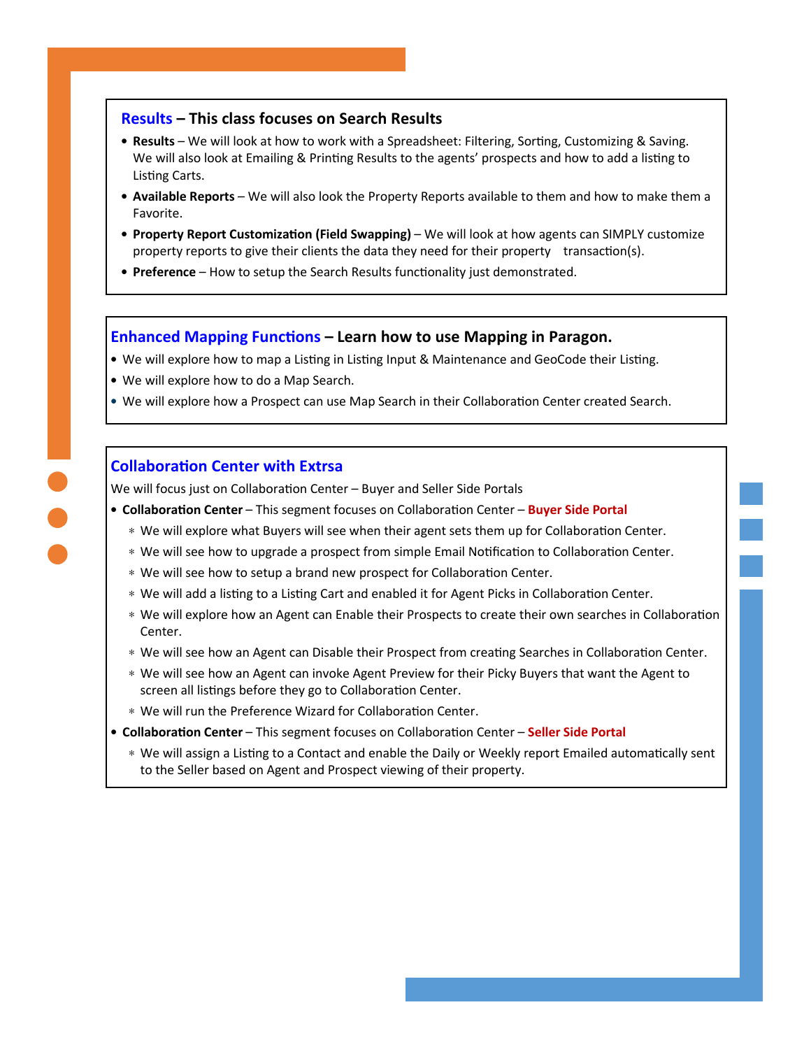## Results – This class focuses on Search Results

- **Results** – We will look at how to work with a Spreadsheet: Filtering, Sorting, Customizing & Saving. We will also look at Emailing & Printing Results to the agents' prospects and how to add a listing to Listing Carts.
- **Available Reports** – We will also look the Property Reports available to them and how to make them a Favorite.
- **Property Report Customization (Field Swapping)** – We will look at how agents can SIMPLY customize property reports to give their clients the data they need for their property transaction(s).
- **Preference** – How to setup the Search Results functionality just demonstrated.

## Enhanced Mapping Functions – Learn how to use Mapping in Paragon.

- We will explore how to map a Listing in Listing Input & Maintenance and GeoCode their Listing.
- We will explore how to do a Map Search.
- We will explore how a Prospect can use Map Search in their Collaboration Center created Search.

## Collaboration Center with Extrsa

We will focus just on Collaboration Center – Buyer and Seller Side Portals

- **Collaboration Center** – This segment focuses on Collaboration Center – **Buyer Side Portal**
  - We will explore what Buyers will see when their agent sets them up for Collaboration Center.
  - We will see how to upgrade a prospect from simple Email Notification to Collaboration Center.
  - We will see how to setup a brand new prospect for Collaboration Center.
  - We will add a listing to a Listing Cart and enabled it for Agent Picks in Collaboration Center.
  - We will explore how an Agent can Enable their Prospects to create their own searches in Collaboration Center.
  - We will see how an Agent can Disable their Prospect from creating Searches in Collaboration Center.
  - We will see how an Agent can invoke Agent Preview for their Picky Buyers that want the Agent to screen all listings before they go to Collaboration Center.
  - We will run the Preference Wizard for Collaboration Center.
- **Collaboration Center** – This segment focuses on Collaboration Center – **Seller Side Portal**
  - We will assign a Listing to a Contact and enable the Daily or Weekly report Emailed automatically sent to the Seller based on Agent and Prospect viewing of their property.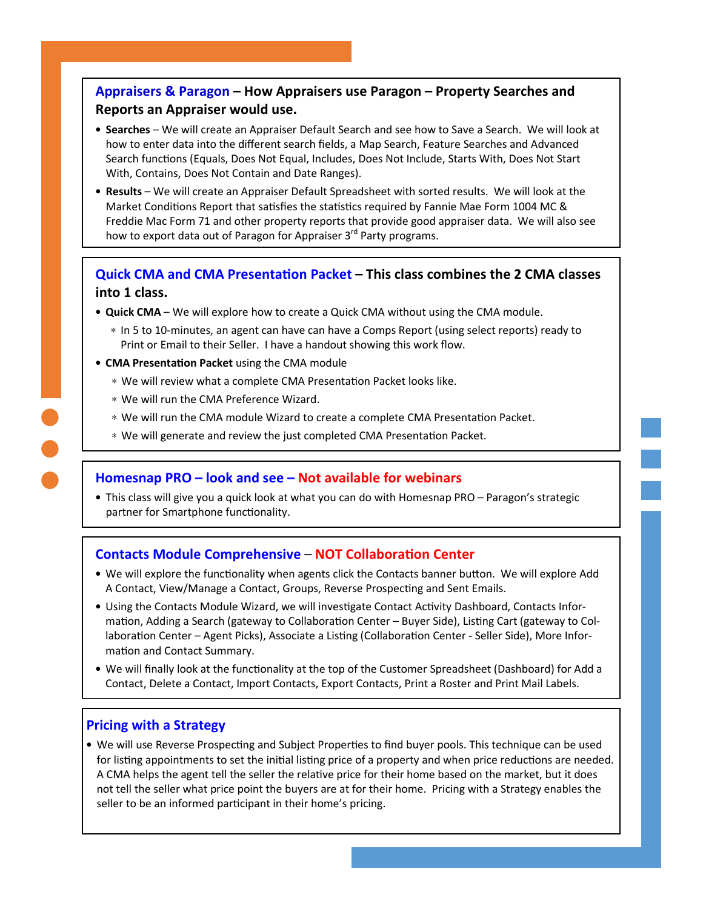## Appraisers & Paragon – How Appraisers use Paragon – Property Searches and Reports an Appraiser would use.

- **Searches** – We will create an Appraiser Default Search and see how to Save a Search. We will look at how to enter data into the different search fields, a Map Search, Feature Searches and Advanced Search functions (Equals, Does Not Equal, Includes, Does Not Include, Starts With, Does Not Start With, Contains, Does Not Contain and Date Ranges).
- **Results** – We will create an Appraiser Default Spreadsheet with sorted results. We will look at the Market Conditions Report that satisfies the statistics required by Fannie Mae Form 1004 MC & Freddie Mac Form 71 and other property reports that provide good appraiser data. We will also see how to export data out of Paragon for Appraiser 3rd Party programs.

## Quick CMA and CMA Presentation Packet – This class combines the 2 CMA classes into 1 class.

- **Quick CMA** – We will explore how to create a Quick CMA without using the CMA module.
  - In 5 to 10-minutes, an agent can have can have a Comps Report (using select reports) ready to Print or Email to their Seller. I have a handout showing this work flow.
- **CMA Presentation Packet** using the CMA module
  - We will review what a complete CMA Presentation Packet looks like.
  - We will run the CMA Preference Wizard.
  - We will run the CMA module Wizard to create a complete CMA Presentation Packet.
  - We will generate and review the just completed CMA Presentation Packet.

## Homesnap PRO – look and see – Not available for webinars

- This class will give you a quick look at what you can do with Homesnap PRO – Paragon's strategic partner for Smartphone functionality.

## Contacts Module Comprehensive – NOT Collaboration Center

- We will explore the functionality when agents click the Contacts banner button. We will explore Add A Contact, View/Manage a Contact, Groups, Reverse Prospecting and Sent Emails.
- Using the Contacts Module Wizard, we will investigate Contact Activity Dashboard, Contacts Information, Adding a Search (gateway to Collaboration Center – Buyer Side), Listing Cart (gateway to Collaboration Center – Agent Picks), Associate a Listing (Collaboration Center - Seller Side), More Information and Contact Summary.
- We will finally look at the functionality at the top of the Customer Spreadsheet (Dashboard) for Add a Contact, Delete a Contact, Import Contacts, Export Contacts, Print a Roster and Print Mail Labels.

## Pricing with a Strategy

- We will use Reverse Prospecting and Subject Properties to find buyer pools. This technique can be used for listing appointments to set the initial listing price of a property and when price reductions are needed. A CMA helps the agent tell the seller the relative price for their home based on the market, but it does not tell the seller what price point the buyers are at for their home. Pricing with a Strategy enables the seller to be an informed participant in their home's pricing.